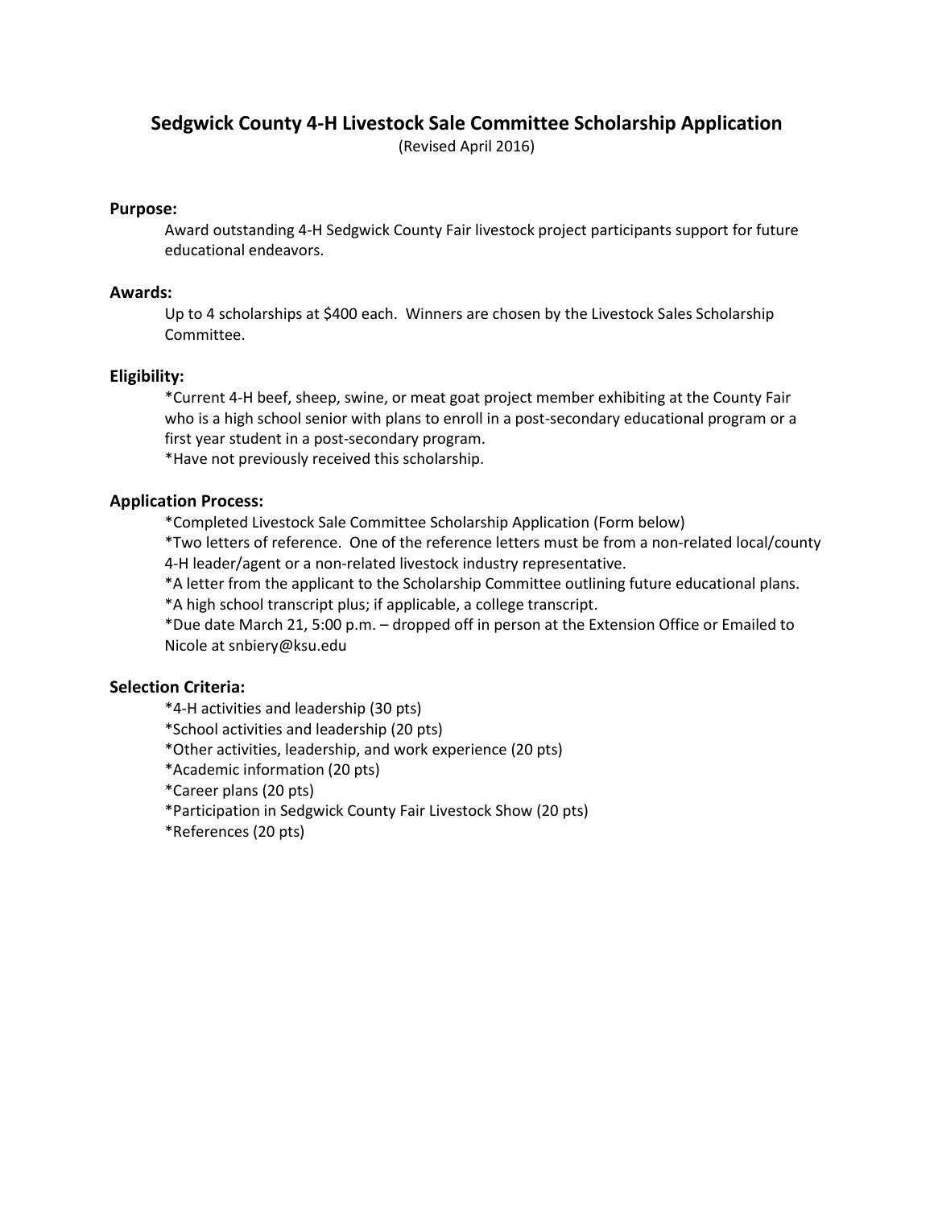# Sedgwick County 4-H Livestock Sale Committee Scholarship Application

(Revised April 2016)

### Purpose:

Award outstanding 4-H Sedgwick County Fair livestock project participants support for future educational endeavors.

### Awards:

Up to 4 scholarships at $400 each. Winners are chosen by the Livestock Sales Scholarship Committee.

### Eligibility:

*Current 4-H beef, sheep, swine, or meat goat project member exhibiting at the County Fair who is a high school senior with plans to enroll in a post-secondary educational program or a first year student in a post-secondary program.

*Have not previously received this scholarship.

### Application Process:

*Completed Livestock Sale Committee Scholarship Application (Form below)

*Two letters of reference. One of the reference letters must be from a non-related local/county 4-H leader/agent or a non-related livestock industry representative.

*A letter from the applicant to the Scholarship Committee outlining future educational plans.

*A high school transcript plus; if applicable, a college transcript.

*Due date March 21, 5:00 p.m. – dropped off in person at the Extension Office or Emailed to Nicole at snbiery@ksu.edu

### Selection Criteria:

*4-H activities and leadership (30 pts)

*School activities and leadership (20 pts)

*Other activities, leadership, and work experience (20 pts)

*Academic information (20 pts)

*Career plans (20 pts)

*Participation in Sedgwick County Fair Livestock Show (20 pts)

*References (20 pts)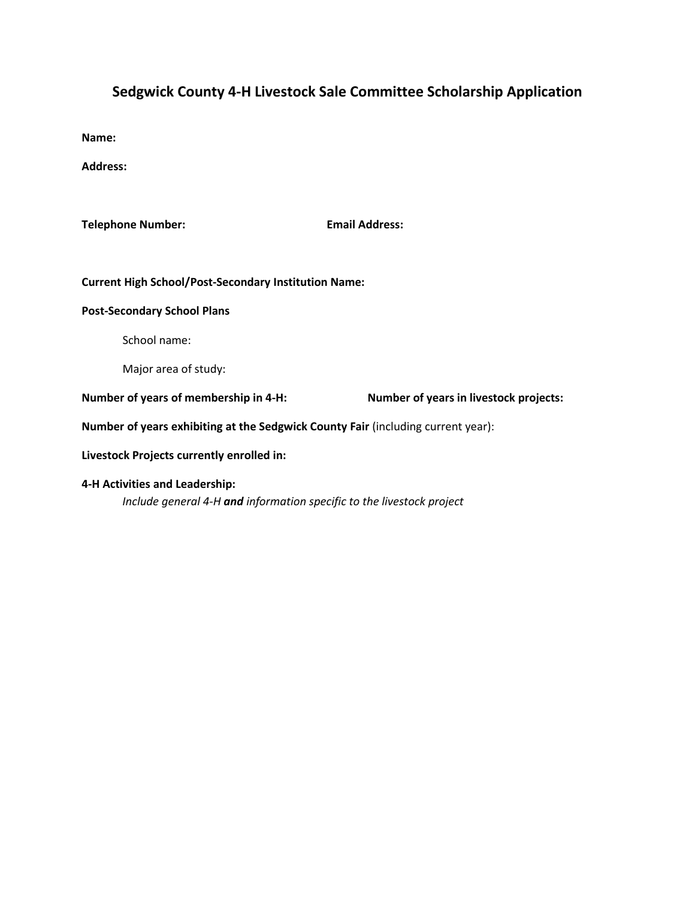# Sedgwick County 4-H Livestock Sale Committee Scholarship Application

**Name:**

**Address:**

**Telephone Number:** **Email Address:**

**Current High School/Post-Secondary Institution Name:**

**Post-Secondary School Plans**

School name:

Major area of study:

**Number of years of membership in 4-H:** **Number of years in livestock projects:**

**Number of years exhibiting at the Sedgwick County Fair** (including current year):

**Livestock Projects currently enrolled in:**

**4-H Activities and Leadership:**

*Include general 4-H* ***and*** *information specific to the livestock project*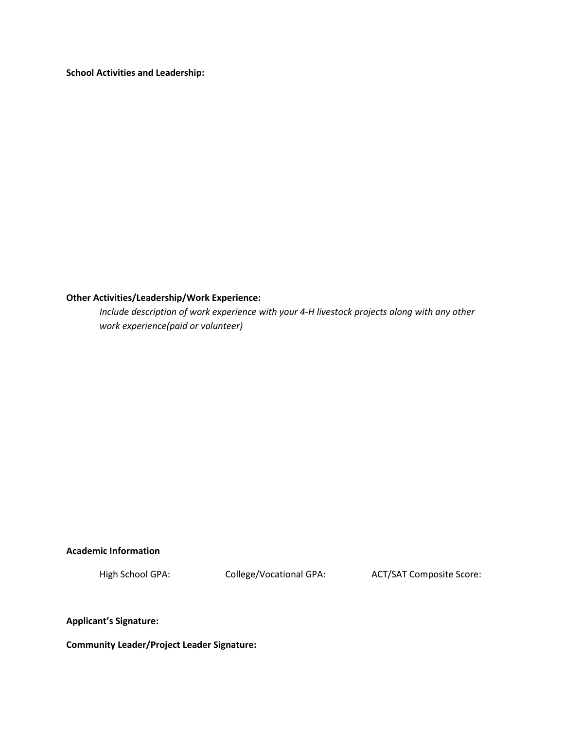**School Activities and Leadership:**

**Other Activities/Leadership/Work Experience:**

*Include description of work experience with your 4-H livestock projects along with any other work experience(paid or volunteer)*

**Academic Information**

High School GPA: College/Vocational GPA: ACT/SAT Composite Score:

**Applicant's Signature:**

**Community Leader/Project Leader Signature:**